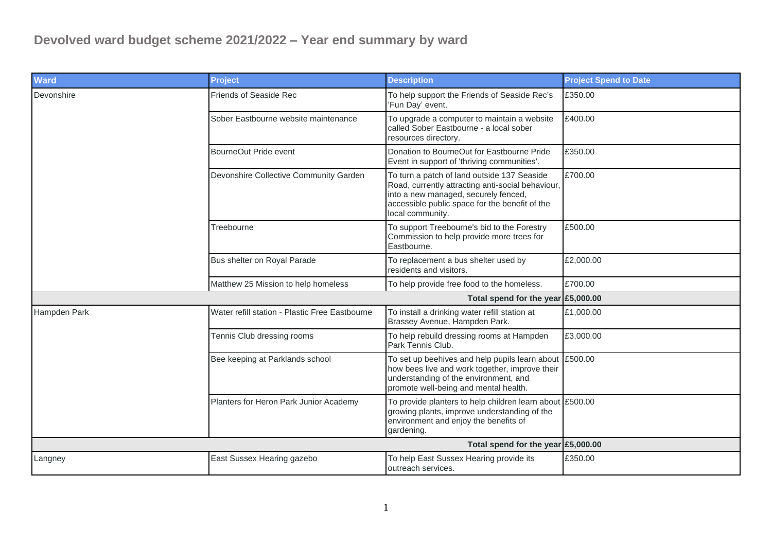# Devolved ward budget scheme 2021/2022 – Year end summary by ward

| Ward | Project | Description | Project Spend to Date |
|---|---|---|---|
| Devonshire | Friends of Seaside Rec | To help support the Friends of Seaside Rec's 'Fun Day' event. | £350.00 |
| | Sober Eastbourne website maintenance | To upgrade a computer to maintain a website called Sober Eastbourne - a local sober resources directory. | £400.00 |
| | BourneOut Pride event | Donation to BourneOut for Eastbourne Pride Event in support of 'thriving communities'. | £350.00 |
| | Devonshire Collective Community Garden | To turn a patch of land outside 137 Seaside Road, currently attracting anti-social behaviour, into a new managed, securely fenced, accessible public space for the benefit of the local community. | £700.00 |
| | Treebourne | To support Treebourne's bid to the Forestry Commission to help provide more trees for Eastbourne. | £500.00 |
| | Bus shelter on Royal Parade | To replacement a bus shelter used by residents and visitors. | £2,000.00 |
| | Matthew 25 Mission to help homeless | To help provide free food to the homeless. | £700.00 |
| | | **Total spend for the year** | **£5,000.00** |
| Hampden Park | Water refill station - Plastic Free Eastbourne | To install a drinking water refill station at Brassey Avenue, Hampden Park. | £1,000.00 |
| | Tennis Club dressing rooms | To help rebuild dressing rooms at Hampden Park Tennis Club. | £3,000.00 |
| | Bee keeping at Parklands school | To set up beehives and help pupils learn about how bees live and work together, improve their understanding of the environment, and promote well-being and mental health. | £500.00 |
| | Planters for Heron Park Junior Academy | To provide planters to help children learn about growing plants, improve understanding of the environment and enjoy the benefits of gardening. | £500.00 |
| | | **Total spend for the year** | **£5,000.00** |
| Langney | East Sussex Hearing gazebo | To help East Sussex Hearing provide its outreach services. | £350.00 |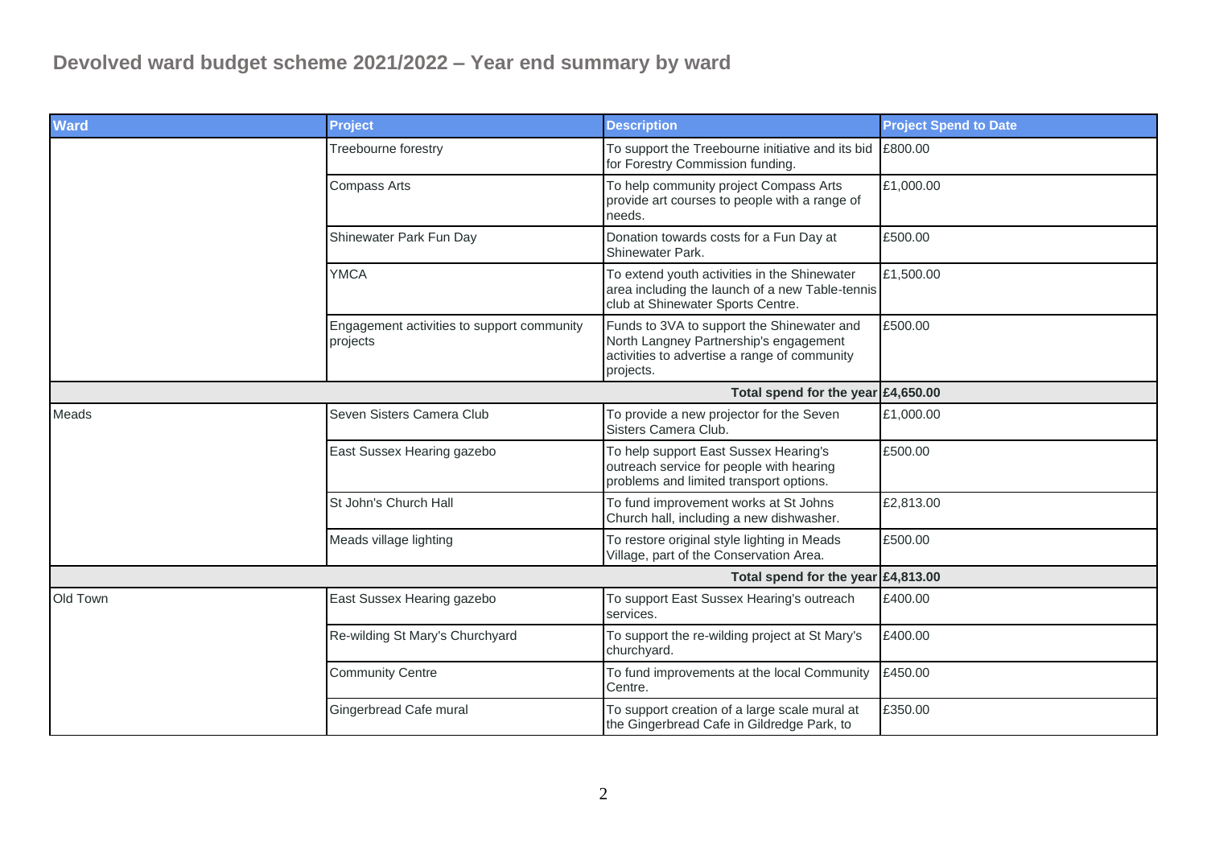## Devolved ward budget scheme 2021/2022 – Year end summary by ward

| Ward | Project | Description | Project Spend to Date |
|---|---|---|---|
| | Treebourne forestry | To support the Treebourne initiative and its bid for Forestry Commission funding. | £800.00 |
| | Compass Arts | To help community project Compass Arts provide art courses to people with a range of needs. | £1,000.00 |
| | Shinewater Park Fun Day | Donation towards costs for a Fun Day at Shinewater Park. | £500.00 |
| | YMCA | To extend youth activities in the Shinewater area including the launch of a new Table-tennis club at Shinewater Sports Centre. | £1,500.00 |
| | Engagement activities to support community projects | Funds to 3VA to support the Shinewater and North Langney Partnership's engagement activities to advertise a range of community projects. | £500.00 |
| | | **Total spend for the year** | **£4,650.00** |
| Meads | Seven Sisters Camera Club | To provide a new projector for the Seven Sisters Camera Club. | £1,000.00 |
| | East Sussex Hearing gazebo | To help support East Sussex Hearing's outreach service for people with hearing problems and limited transport options. | £500.00 |
| | St John's Church Hall | To fund improvement works at St Johns Church hall, including a new dishwasher. | £2,813.00 |
| | Meads village lighting | To restore original style lighting in Meads Village, part of the Conservation Area. | £500.00 |
| | | **Total spend for the year** | **£4,813.00** |
| Old Town | East Sussex Hearing gazebo | To support East Sussex Hearing's outreach services. | £400.00 |
| | Re-wilding St Mary's Churchyard | To support the re-wilding project at St Mary's churchyard. | £400.00 |
| | Community Centre | To fund improvements at the local Community Centre. | £450.00 |
| | Gingerbread Cafe mural | To support creation of a large scale mural at the Gingerbread Cafe in Gildredge Park, to | £350.00 |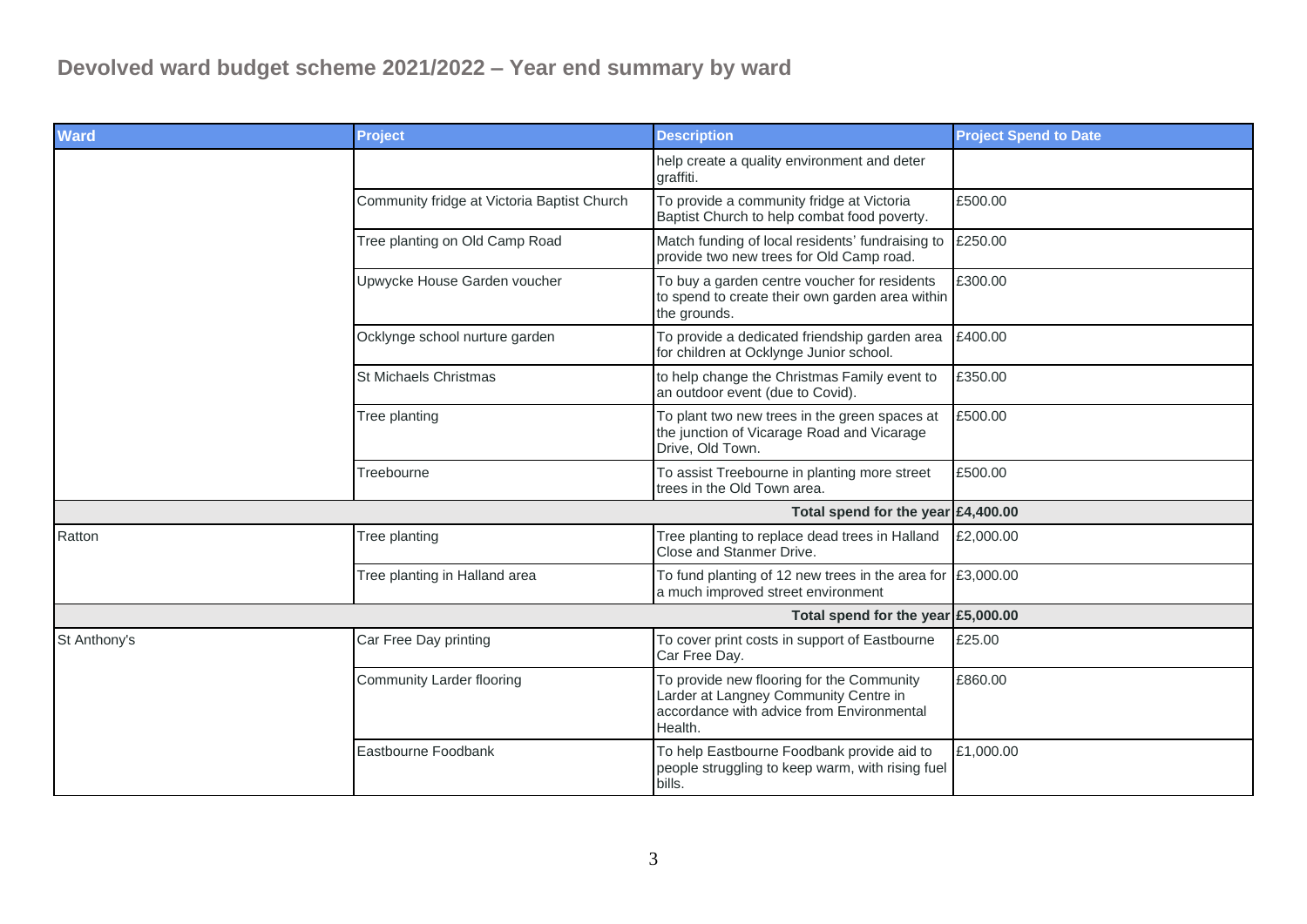## Devolved ward budget scheme 2021/2022 – Year end summary by ward

| Ward | Project | Description | Project Spend to Date |
|---|---|---|---|
| | | help create a quality environment and deter graffiti. | |
| | Community fridge at Victoria Baptist Church | To provide a community fridge at Victoria Baptist Church to help combat food poverty. | £500.00 |
| | Tree planting on Old Camp Road | Match funding of local residents' fundraising to provide two new trees for Old Camp road. | £250.00 |
| | Upwycke House Garden voucher | To buy a garden centre voucher for residents to spend to create their own garden area within the grounds. | £300.00 |
| | Ocklynge school nurture garden | To provide a dedicated friendship garden area for children at Ocklynge Junior school. | £400.00 |
| | St Michaels Christmas | to help change the Christmas Family event to an outdoor event (due to Covid). | £350.00 |
| | Tree planting | To plant two new trees in the green spaces at the junction of Vicarage Road and Vicarage Drive, Old Town. | £500.00 |
| | Treebourne | To assist Treebourne in planting more street trees in the Old Town area. | £500.00 |
| | | **Total spend for the year** | **£4,400.00** |
| Ratton | Tree planting | Tree planting to replace dead trees in Halland Close and Stanmer Drive. | £2,000.00 |
| | Tree planting in Halland area | To fund planting of 12 new trees in the area for a much improved street environment | £3,000.00 |
| | | **Total spend for the year** | **£5,000.00** |
| St Anthony's | Car Free Day printing | To cover print costs in support of Eastbourne Car Free Day. | £25.00 |
| | Community Larder flooring | To provide new flooring for the Community Larder at Langney Community Centre in accordance with advice from Environmental Health. | £860.00 |
| | Eastbourne Foodbank | To help Eastbourne Foodbank provide aid to people struggling to keep warm, with rising fuel bills. | £1,000.00 |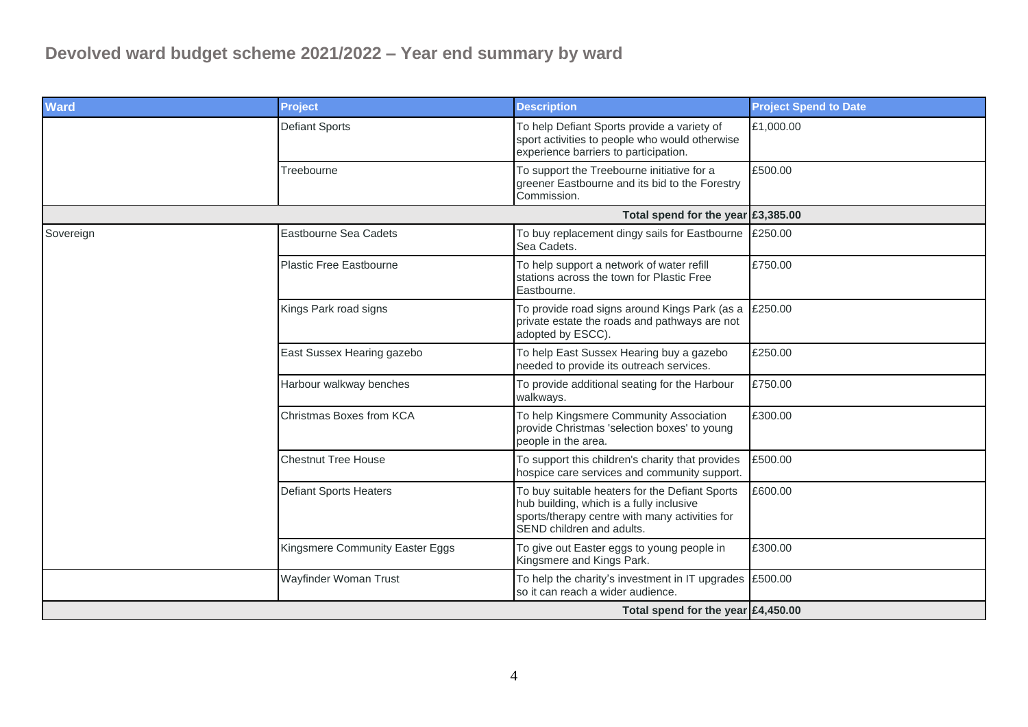# Devolved ward budget scheme 2021/2022 – Year end summary by ward

| Ward | Project | Description | Project Spend to Date |
|---|---|---|---|
| | Defiant Sports | To help Defiant Sports provide a variety of sport activities to people who would otherwise experience barriers to participation. | £1,000.00 |
| | Treebourne | To support the Treebourne initiative for a greener Eastbourne and its bid to the Forestry Commission. | £500.00 |
| | | **Total spend for the year** | **£3,385.00** |
| Sovereign | Eastbourne Sea Cadets | To buy replacement dingy sails for Eastbourne Sea Cadets. | £250.00 |
| | Plastic Free Eastbourne | To help support a network of water refill stations across the town for Plastic Free Eastbourne. | £750.00 |
| | Kings Park road signs | To provide road signs around Kings Park (as a private estate the roads and pathways are not adopted by ESCC). | £250.00 |
| | East Sussex Hearing gazebo | To help East Sussex Hearing buy a gazebo needed to provide its outreach services. | £250.00 |
| | Harbour walkway benches | To provide additional seating for the Harbour walkways. | £750.00 |
| | Christmas Boxes from KCA | To help Kingsmere Community Association provide Christmas 'selection boxes' to young people in the area. | £300.00 |
| | Chestnut Tree House | To support this children's charity that provides hospice care services and community support. | £500.00 |
| | Defiant Sports Heaters | To buy suitable heaters for the Defiant Sports hub building, which is a fully inclusive sports/therapy centre with many activities for SEND children and adults. | £600.00 |
| | Kingsmere Community Easter Eggs | To give out Easter eggs to young people in Kingsmere and Kings Park. | £300.00 |
| | Wayfinder Woman Trust | To help the charity's investment in IT upgrades so it can reach a wider audience. | £500.00 |
| | | **Total spend for the year** | **£4,450.00** |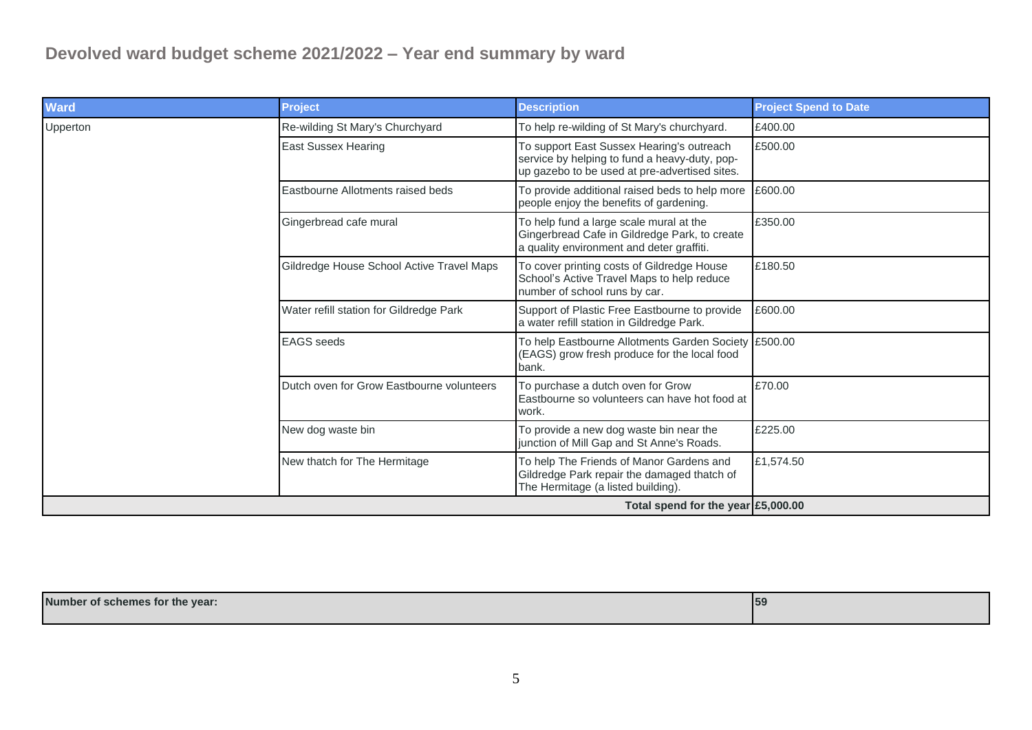## Devolved ward budget scheme 2021/2022 – Year end summary by ward

| Ward | Project | Description | Project Spend to Date |
|---|---|---|---|
| Upperton | Re-wilding St Mary's Churchyard | To help re-wilding of St Mary's churchyard. | £400.00 |
| | East Sussex Hearing | To support East Sussex Hearing's outreach service by helping to fund a heavy-duty, pop-up gazebo to be used at pre-advertised sites. | £500.00 |
| | Eastbourne Allotments raised beds | To provide additional raised beds to help more people enjoy the benefits of gardening. | £600.00 |
| | Gingerbread cafe mural | To help fund a large scale mural at the Gingerbread Cafe in Gildredge Park, to create a quality environment and deter graffiti. | £350.00 |
| | Gildredge House School Active Travel Maps | To cover printing costs of Gildredge House School's Active Travel Maps to help reduce number of school runs by car. | £180.50 |
| | Water refill station for Gildredge Park | Support of Plastic Free Eastbourne to provide a water refill station in Gildredge Park. | £600.00 |
| | EAGS seeds | To help Eastbourne Allotments Garden Society (EAGS) grow fresh produce for the local food bank. | £500.00 |
| | Dutch oven for Grow Eastbourne volunteers | To purchase a dutch oven for Grow Eastbourne so volunteers can have hot food at work. | £70.00 |
| | New dog waste bin | To provide a new dog waste bin near the junction of Mill Gap and St Anne's Roads. | £225.00 |
| | New thatch for The Hermitage | To help The Friends of Manor Gardens and Gildredge Park repair the damaged thatch of The Hermitage (a listed building). | £1,574.50 |
| | | **Total spend for the year** | **£5,000.00** |

| **Number of schemes for the year:** | **59** |
|---|---|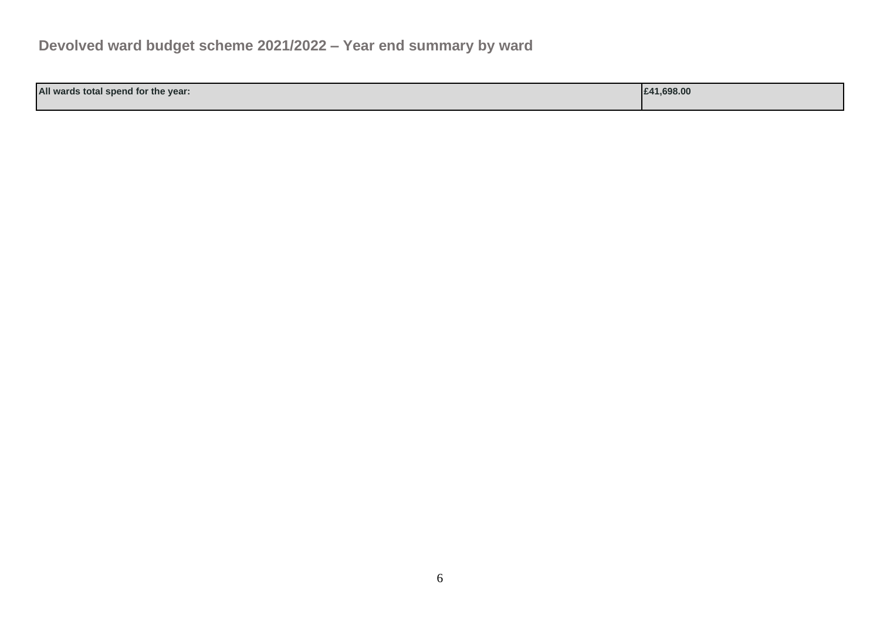## Devolved ward budget scheme 2021/2022 – Year end summary by ward

| | |
|---|---|
| **All wards total spend for the year:** | **£41,698.00** |